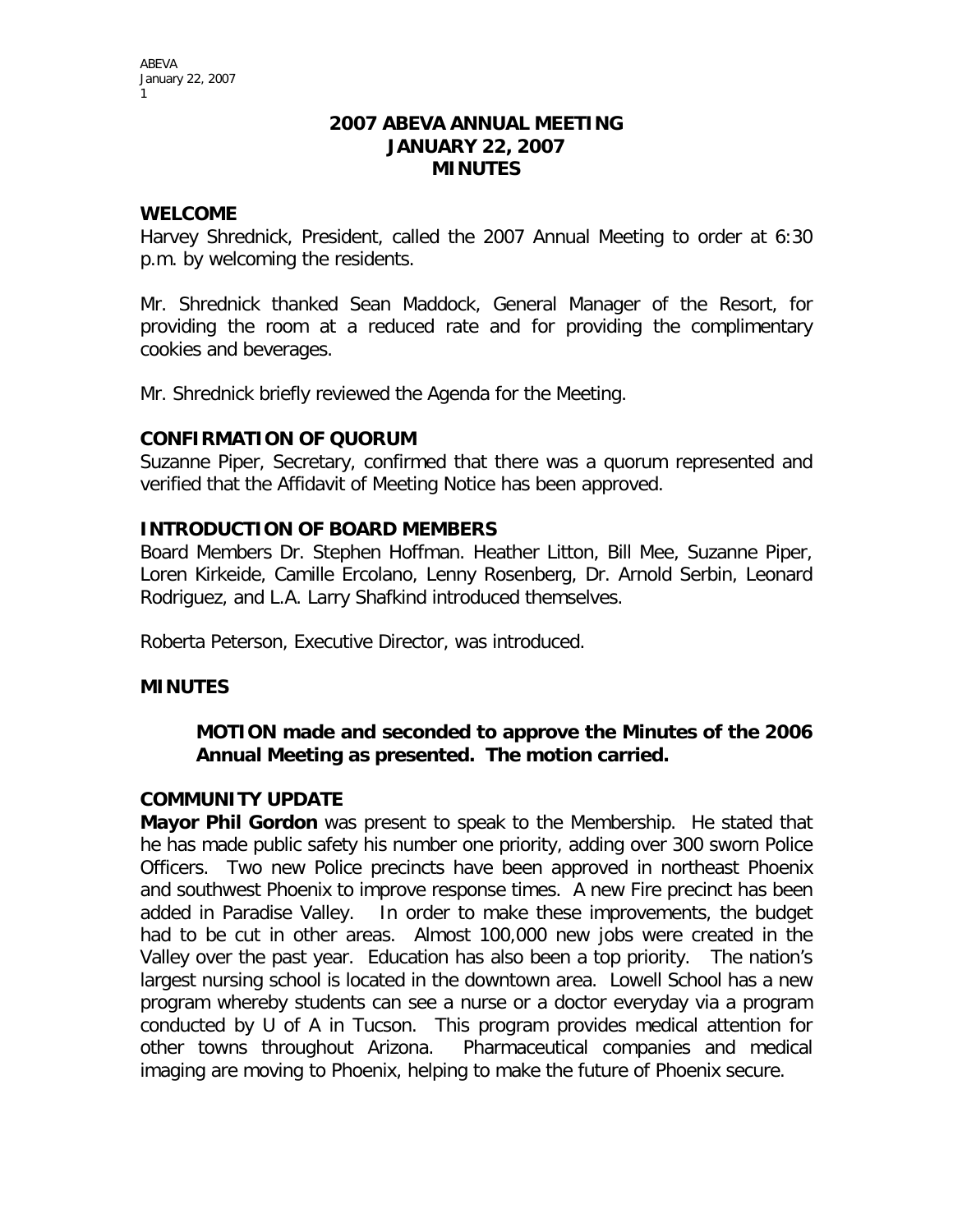# 2007 ABEVA ANNUAL MEETING
# JANUARY 22, 2007
# MINUTES

## WELCOME

Harvey Shrednick, President, called the 2007 Annual Meeting to order at 6:30 p.m. by welcoming the residents.

Mr. Shrednick thanked Sean Maddock, General Manager of the Resort, for providing the room at a reduced rate and for providing the complimentary cookies and beverages.

Mr. Shrednick briefly reviewed the Agenda for the Meeting.

## CONFIRMATION OF QUORUM

Suzanne Piper, Secretary, confirmed that there was a quorum represented and verified that the Affidavit of Meeting Notice has been approved.

## INTRODUCTION OF BOARD MEMBERS

Board Members Dr. Stephen Hoffman. Heather Litton, Bill Mee, Suzanne Piper, Loren Kirkeide, Camille Ercolano, Lenny Rosenberg, Dr. Arnold Serbin, Leonard Rodriguez, and L.A. Larry Shafkind introduced themselves.

Roberta Peterson, Executive Director, was introduced.

## MINUTES

> **MOTION made and seconded to approve the Minutes of the 2006 Annual Meeting as presented. The motion carried.**

## COMMUNITY UPDATE

**Mayor Phil Gordon** was present to speak to the Membership. He stated that he has made public safety his number one priority, adding over 300 sworn Police Officers. Two new Police precincts have been approved in northeast Phoenix and southwest Phoenix to improve response times. A new Fire precinct has been added in Paradise Valley. In order to make these improvements, the budget had to be cut in other areas. Almost 100,000 new jobs were created in the Valley over the past year. Education has also been a top priority. The nation's largest nursing school is located in the downtown area. Lowell School has a new program whereby students can see a nurse or a doctor everyday via a program conducted by U of A in Tucson. This program provides medical attention for other towns throughout Arizona. Pharmaceutical companies and medical imaging are moving to Phoenix, helping to make the future of Phoenix secure.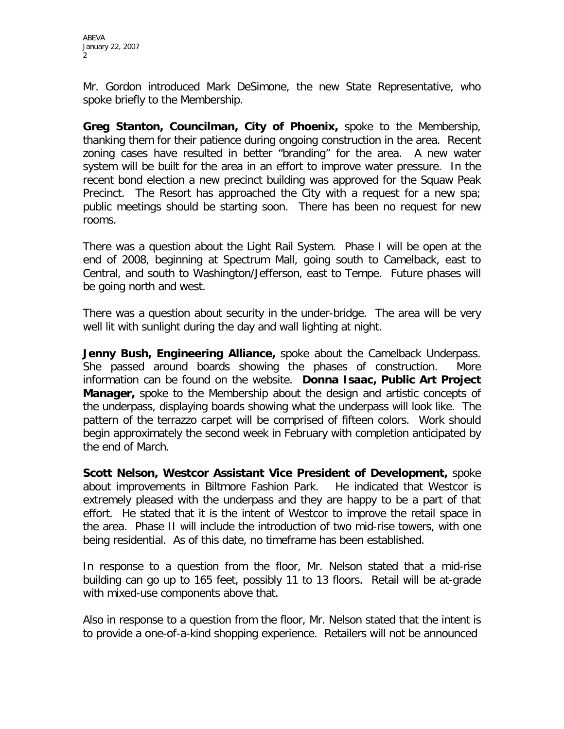Mr. Gordon introduced Mark DeSimone, the new State Representative, who spoke briefly to the Membership.

**Greg Stanton, Councilman, City of Phoenix,** spoke to the Membership, thanking them for their patience during ongoing construction in the area. Recent zoning cases have resulted in better "branding" for the area. A new water system will be built for the area in an effort to improve water pressure. In the recent bond election a new precinct building was approved for the Squaw Peak Precinct. The Resort has approached the City with a request for a new spa; public meetings should be starting soon. There has been no request for new rooms.

There was a question about the Light Rail System. Phase I will be open at the end of 2008, beginning at Spectrum Mall, going south to Camelback, east to Central, and south to Washington/Jefferson, east to Tempe. Future phases will be going north and west.

There was a question about security in the under-bridge. The area will be very well lit with sunlight during the day and wall lighting at night.

**Jenny Bush, Engineering Alliance,** spoke about the Camelback Underpass. She passed around boards showing the phases of construction. More information can be found on the website. **Donna Isaac, Public Art Project Manager,** spoke to the Membership about the design and artistic concepts of the underpass, displaying boards showing what the underpass will look like. The pattern of the terrazzo carpet will be comprised of fifteen colors. Work should begin approximately the second week in February with completion anticipated by the end of March.

**Scott Nelson, Westcor Assistant Vice President of Development,** spoke about improvements in Biltmore Fashion Park. He indicated that Westcor is extremely pleased with the underpass and they are happy to be a part of that effort. He stated that it is the intent of Westcor to improve the retail space in the area. Phase II will include the introduction of two mid-rise towers, with one being residential. As of this date, no timeframe has been established.

In response to a question from the floor, Mr. Nelson stated that a mid-rise building can go up to 165 feet, possibly 11 to 13 floors. Retail will be at-grade with mixed-use components above that.

Also in response to a question from the floor, Mr. Nelson stated that the intent is to provide a one-of-a-kind shopping experience. Retailers will not be announced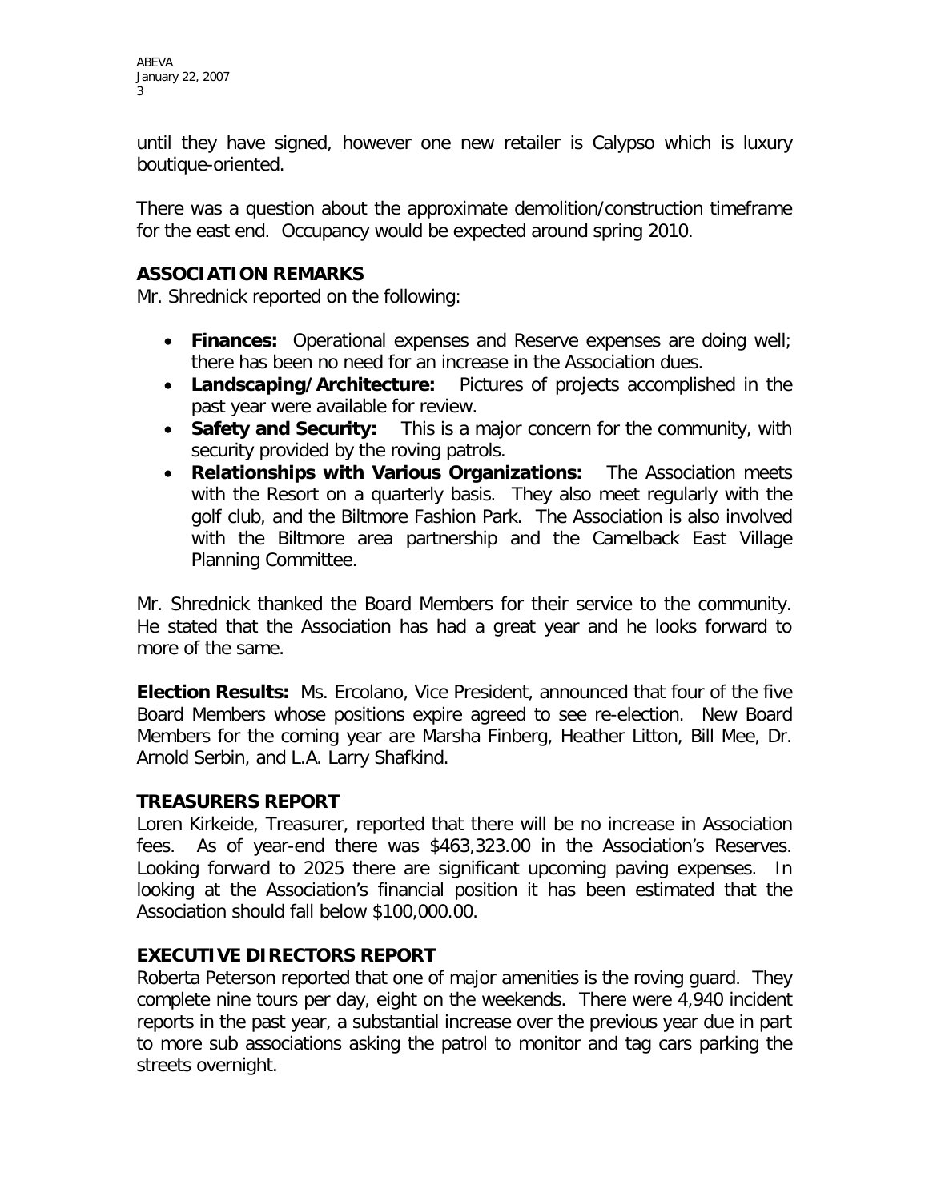until they have signed, however one new retailer is Calypso which is luxury boutique-oriented.

There was a question about the approximate demolition/construction timeframe for the east end. Occupancy would be expected around spring 2010.

## ASSOCIATION REMARKS

Mr. Shrednick reported on the following:

- **Finances:** Operational expenses and Reserve expenses are doing well; there has been no need for an increase in the Association dues.
- **Landscaping/Architecture:** Pictures of projects accomplished in the past year were available for review.
- **Safety and Security:** This is a major concern for the community, with security provided by the roving patrols.
- **Relationships with Various Organizations:** The Association meets with the Resort on a quarterly basis. They also meet regularly with the golf club, and the Biltmore Fashion Park. The Association is also involved with the Biltmore area partnership and the Camelback East Village Planning Committee.

Mr. Shrednick thanked the Board Members for their service to the community. He stated that the Association has had a great year and he looks forward to more of the same.

**Election Results:** Ms. Ercolano, Vice President, announced that four of the five Board Members whose positions expire agreed to see re-election. New Board Members for the coming year are Marsha Finberg, Heather Litton, Bill Mee, Dr. Arnold Serbin, and L.A. Larry Shafkind.

## TREASURERS REPORT

Loren Kirkeide, Treasurer, reported that there will be no increase in Association fees. As of year-end there was $463,323.00 in the Association's Reserves. Looking forward to 2025 there are significant upcoming paving expenses. In looking at the Association's financial position it has been estimated that the Association should fall below $100,000.00.

## EXECUTIVE DIRECTORS REPORT

Roberta Peterson reported that one of major amenities is the roving guard. They complete nine tours per day, eight on the weekends. There were 4,940 incident reports in the past year, a substantial increase over the previous year due in part to more sub associations asking the patrol to monitor and tag cars parking the streets overnight.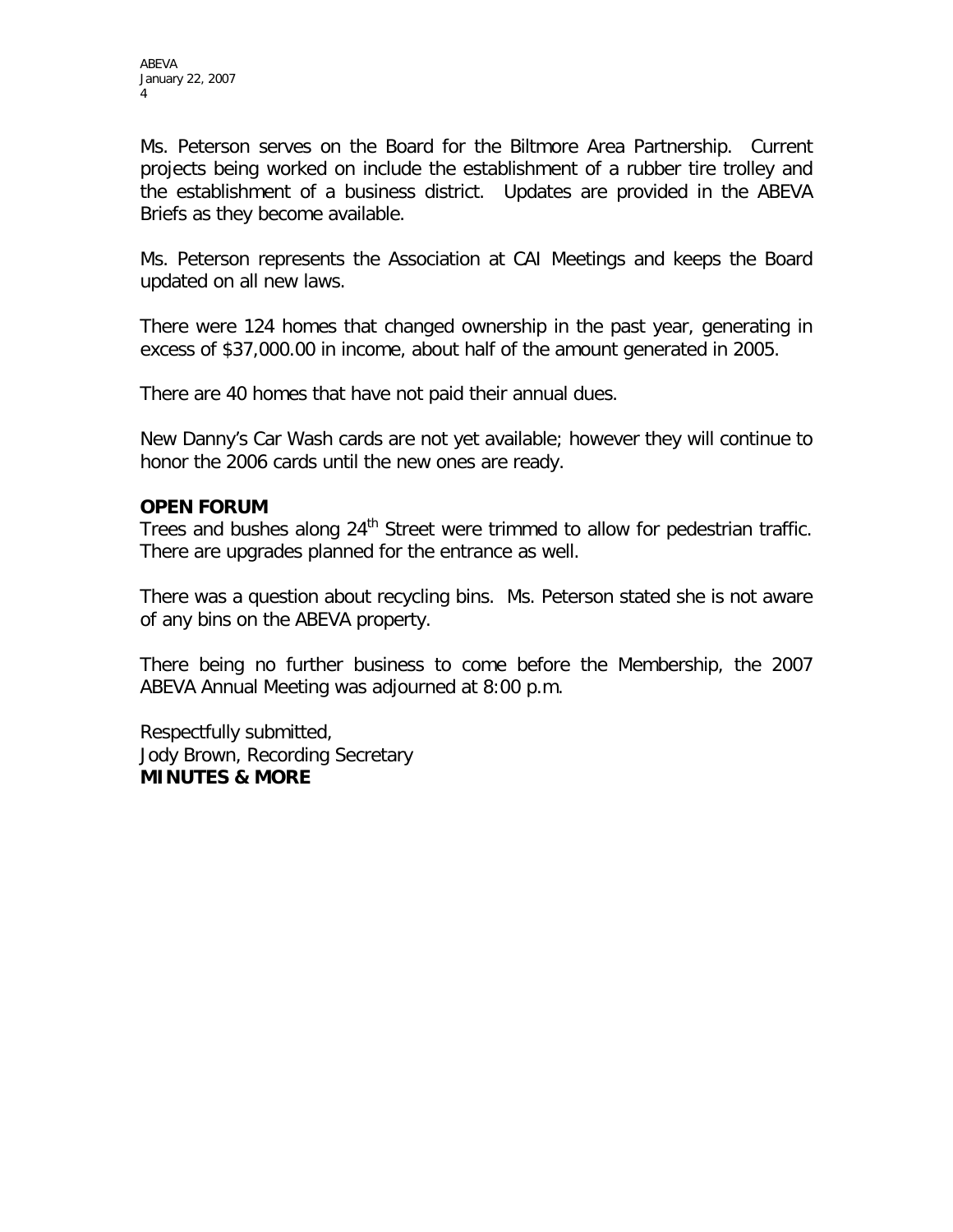Ms. Peterson serves on the Board for the Biltmore Area Partnership. Current projects being worked on include the establishment of a rubber tire trolley and the establishment of a business district. Updates are provided in the ABEVA Briefs as they become available.

Ms. Peterson represents the Association at CAI Meetings and keeps the Board updated on all new laws.

There were 124 homes that changed ownership in the past year, generating in excess of $37,000.00 in income, about half of the amount generated in 2005.

There are 40 homes that have not paid their annual dues.

New Danny's Car Wash cards are not yet available; however they will continue to honor the 2006 cards until the new ones are ready.

**OPEN FORUM**

Trees and bushes along 24th Street were trimmed to allow for pedestrian traffic. There are upgrades planned for the entrance as well.

There was a question about recycling bins. Ms. Peterson stated she is not aware of any bins on the ABEVA property.

There being no further business to come before the Membership, the 2007 ABEVA Annual Meeting was adjourned at 8:00 p.m.

Respectfully submitted,
Jody Brown, Recording Secretary
**MINUTES & MORE**